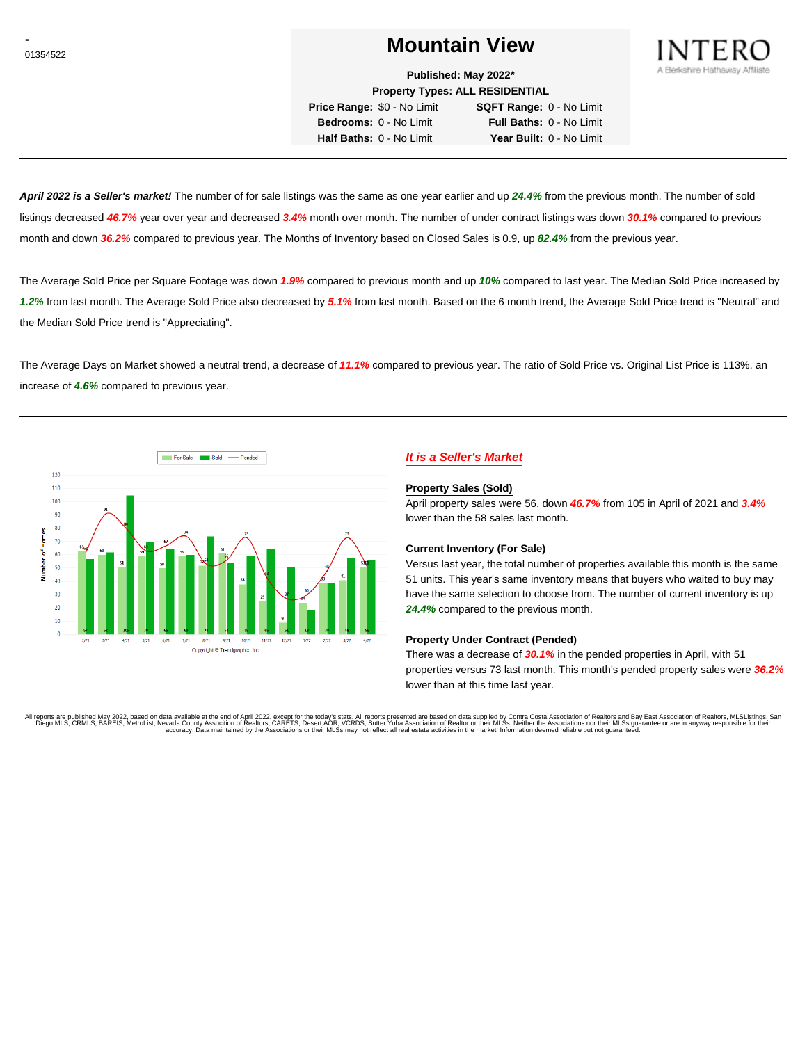-
01354522

# Mountain View

**Published: May 2022***
**Property Types: ALL RESIDENTIAL**

| | | | |
|---|---|---|---|
| **Price Range:** | $0 - No Limit | **SQFT Range:** | 0 - No Limit |
| **Bedrooms:** | 0 - No Limit | **Full Baths:** | 0 - No Limit |
| **Half Baths:** | 0 - No Limit | **Year Built:** | 0 - No Limit |

INTERO
A Berkshire Hathaway Affiliate

---

***April 2022 is a Seller's market!*** The number of for sale listings was the same as one year earlier and up ***24.4%*** from the previous month. The number of sold listings decreased ***46.7%*** year over year and decreased ***3.4%*** month over month. The number of under contract listings was down ***30.1%*** compared to previous month and down ***36.2%*** compared to previous year. The Months of Inventory based on Closed Sales is 0.9, up ***82.4%*** from the previous year.

The Average Sold Price per Square Footage was down ***1.9%*** compared to previous month and up ***10%*** compared to last year. The Median Sold Price increased by ***1.2%*** from last month. The Average Sold Price also decreased by ***5.1%*** from last month. Based on the 6 month trend, the Average Sold Price trend is "Neutral" and the Median Sold Price trend is "Appreciating".

The Average Days on Market showed a neutral trend, a decrease of ***11.1%*** compared to previous year. The ratio of Sold Price vs. Original List Price is 113%, an increase of ***4.6%*** compared to previous year.

---

Copyright © Trendgraphix, Inc.

## *It is a Seller's Market*

### Property Sales (Sold)

April property sales were 56, down ***46.7%*** from 105 in April of 2021 and ***3.4%*** lower than the 58 sales last month.

### Current Inventory (For Sale)

Versus last year, the total number of properties available this month is the same 51 units. This year's same inventory means that buyers who waited to buy may have the same selection to choose from. The number of current inventory is up ***24.4%*** compared to the previous month.

### Property Under Contract (Pended)

There was a decrease of ***30.1%*** in the pended properties in April, with 51 properties versus 73 last month. This month's pended property sales were ***36.2%*** lower than at this time last year.

All reports are published May 2022, based on data available at the end of April 2022, except for the today's stats. All reports presented are based on data supplied by Contra Costa Association of Realtors and Bay East Association of Realtors, MLSListings, San Diego MLS, CRMLS, BAREIS, MetroList, Nevada County Association of Realtors, CARETS, Desert AOR, VCRDS, Sutter Yuba Association of Realtor or their MLSs. Neither the Associations nor their MLSs guarantee or are in anyway responsible for their accuracy. Data maintained by the Associations or their MLSs may not reflect all real estate activities in the market. Information deemed reliable but not guaranteed.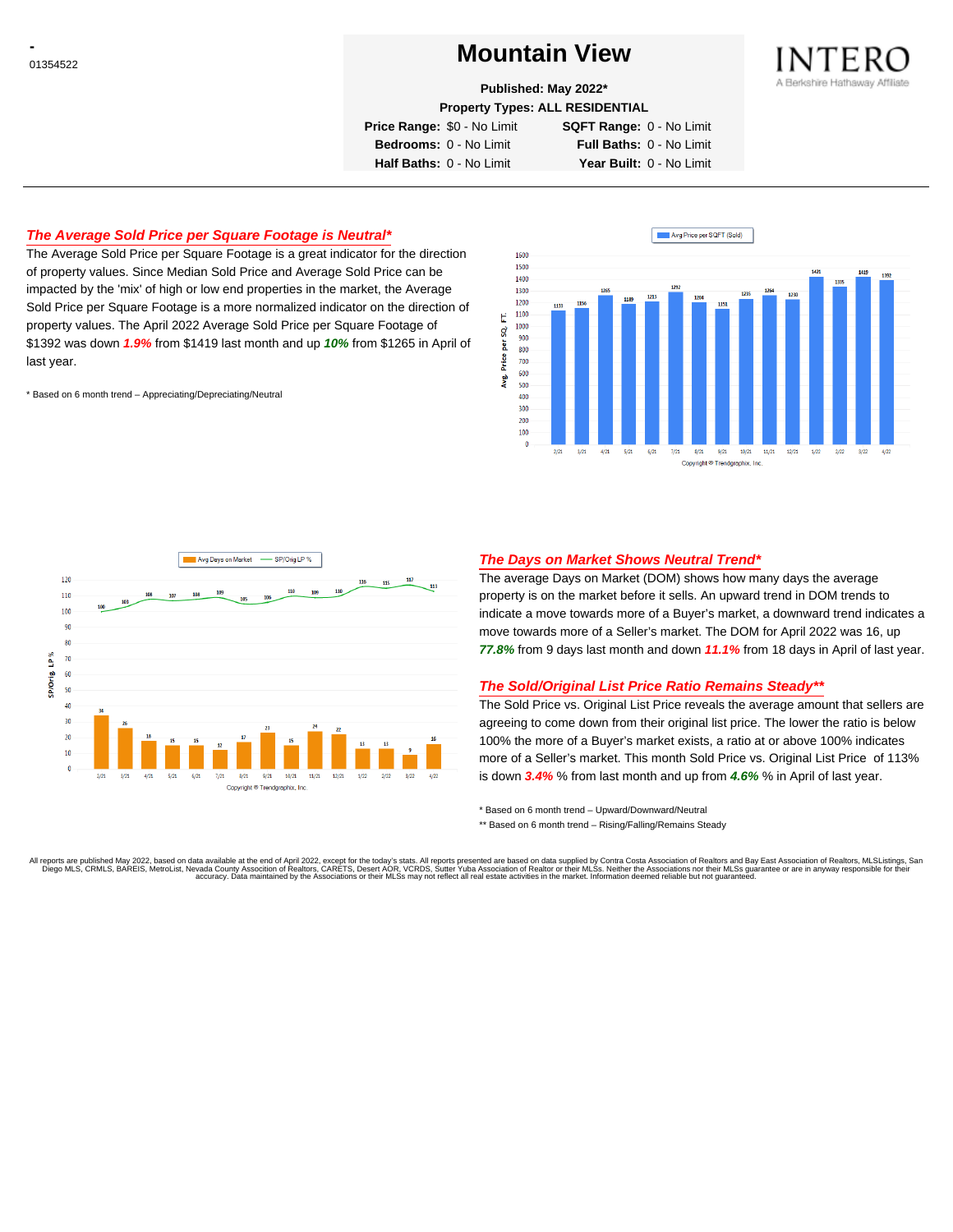# Mountain View

**Published: May 2022***

**Property Types: ALL RESIDENTIAL**

| | | | |
|---|---|---|---|
| **Price Range:** | $0 - No Limit | **SQFT Range:** | 0 - No Limit |
| **Bedrooms:** | 0 - No Limit | **Full Baths:** | 0 - No Limit |
| **Half Baths:** | 0 - No Limit | **Year Built:** | 0 - No Limit |

## *The Average Sold Price per Square Footage is Neutral**

The Average Sold Price per Square Footage is a great indicator for the direction of property values. Since Median Sold Price and Average Sold Price can be impacted by the 'mix' of high or low end properties in the market, the Average Sold Price per Square Footage is a more normalized indicator on the direction of property values. The April 2022 Average Sold Price per Square Footage of $1392 was down ***1.9%*** from $1419 last month and up ***10%*** from $1265 in April of last year.

* Based on 6 month trend – Appreciating/Depreciating/Neutral

| Month | Avg Price per SQFT (Sold) |
|---|---|
| 2/21 | 1133 |
| 3/21 | 1156 |
| 4/21 | 1265 |
| 5/21 | 1189 |
| 6/21 | 1213 |
| 7/21 | 1292 |
| 8/21 | 1204 |
| 9/21 | 1151 |
| 10/21 | 1235 |
| 11/21 | 1264 |
| 12/21 | 1230 |
| 1/22 | 1421 |
| 2/22 | 1335 |
| 3/22 | 1419 |
| 4/22 | 1392 |

Copyright © Trendgraphix, Inc.

| Month | Avg Days on Market | SP/Orig LP % |
|---|---|---|
| 2/21 | 34 | 100 |
| 3/21 | 26 | 103 |
| 4/21 | 18 | 108 |
| 5/21 | 15 | 107 |
| 6/21 | 15 | 108 |
| 7/21 | 12 | 109 |
| 8/21 | 17 | 105 |
| 9/21 | 23 | 106 |
| 10/21 | 15 | 110 |
| 11/21 | 24 | 109 |
| 12/21 | 22 | 110 |
| 1/22 | 13 | 116 |
| 2/22 | 13 | 115 |
| 3/22 | 9 | 117 |
| 4/22 | 16 | 113 |

Copyright © Trendgraphix, Inc.

## *The Days on Market Shows Neutral Trend**

The average Days on Market (DOM) shows how many days the average property is on the market before it sells. An upward trend in DOM trends to indicate a move towards more of a Buyer's market, a downward trend indicates a move towards more of a Seller's market. The DOM for April 2022 was 16, up ***77.8%*** from 9 days last month and down ***11.1%*** from 18 days in April of last year.

## *The Sold/Original List Price Ratio Remains Steady***

The Sold Price vs. Original List Price reveals the average amount that sellers are agreeing to come down from their original list price. The lower the ratio is below 100% the more of a Buyer's market exists, a ratio at or above 100% indicates more of a Seller's market. This month Sold Price vs. Original List Price of 113% is down ***3.4%*** % from last month and up from ***4.6%*** % in April of last year.

* Based on 6 month trend – Upward/Downward/Neutral

** Based on 6 month trend – Rising/Falling/Remains Steady

All reports are published May 2022, based on data available at the end of April 2022, except for the today's stats. All reports presented are based on data supplied by Contra Costa Association of Realtors and Bay East Association of Realtors, MLSListings, San Diego MLS, CRMLS, BAREIS, MetroList, Nevada County Association of Realtors, CARETS, Desert AOR, VCRDS, Sutter Yuba Association of Realtor or their MLSs. Neither the Associations nor their MLSs guarantee or are in anyway responsible for their accuracy. Data maintained by the Associations or their MLSs may not reflect all real estate activities in the market. Information deemed reliable but not guaranteed.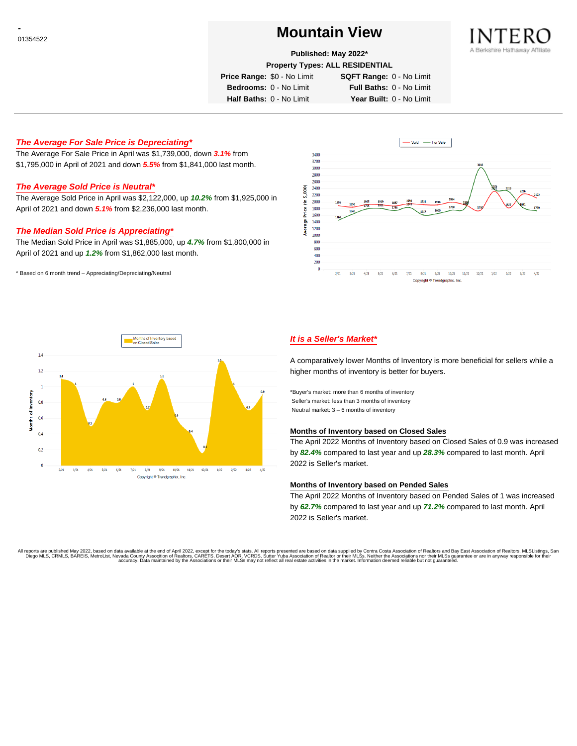-
01354522

# Mountain View

**Published: May 2022***

**Property Types: ALL RESIDENTIAL**

| | | | |
|---|---|---|---|
| **Price Range:** | $0 - No Limit | **SQFT Range:** | 0 - No Limit |
| **Bedrooms:** | 0 - No Limit | **Full Baths:** | 0 - No Limit |
| **Half Baths:** | 0 - No Limit | **Year Built:** | 0 - No Limit |

INTERO
A Berkshire Hathaway Affiliate

## *The Average For Sale Price is Depreciating**

The Average For Sale Price in April was $1,739,000, down ***3.1%*** from $1,795,000 in April of 2021 and down ***5.5%*** from $1,841,000 last month.

## *The Average Sold Price is Neutral**

The Average Sold Price in April was $2,122,000, up ***10.2%*** from $1,925,000 in April of 2021 and down ***5.1%*** from $2,236,000 last month.

## *The Median Sold Price is Appreciating**

The Median Sold Price in April was $1,885,000, up ***4.7%*** from $1,800,000 in April of 2021 and up ***1.2%*** from $1,862,000 last month.

\* Based on 6 month trend – Appreciating/Depreciating/Neutral

Copyright © Trendgraphix, Inc.

Copyright © Trendgraphix, Inc.

## *It is a Seller's Market**

A comparatively lower Months of Inventory is more beneficial for sellers while a higher months of inventory is better for buyers.

*Buyer's market: more than 6 months of inventory
Seller's market: less than 3 months of inventory
Neutral market: 3 – 6 months of inventory

### Months of Inventory based on Closed Sales

The April 2022 Months of Inventory based on Closed Sales of 0.9 was increased by ***82.4%*** compared to last year and up ***28.3%*** compared to last month. April 2022 is Seller's market.

### Months of Inventory based on Pended Sales

The April 2022 Months of Inventory based on Pended Sales of 1 was increased by ***62.7%*** compared to last year and up ***71.2%*** compared to last month. April 2022 is Seller's market.

All reports are published May 2022, based on data available at the end of April 2022, except for the today's stats. All reports presented are based on data supplied by Contra Costa Association of Realtors and Bay East Association of Realtors, MLSListings, San Diego MLS, CRMLS, BAREIS, MetroList, Nevada County Association of Realtors, CARETS, Desert AOR, VCRDS, Sutter Yuba Association of Realtor or their MLSs. Neither the Associations nor their MLSs guarantee or are in anyway responsible for their accuracy. Data maintained by the Associations or their MLSs may not reflect all real estate activities in the market. Information deemed reliable but not guaranteed.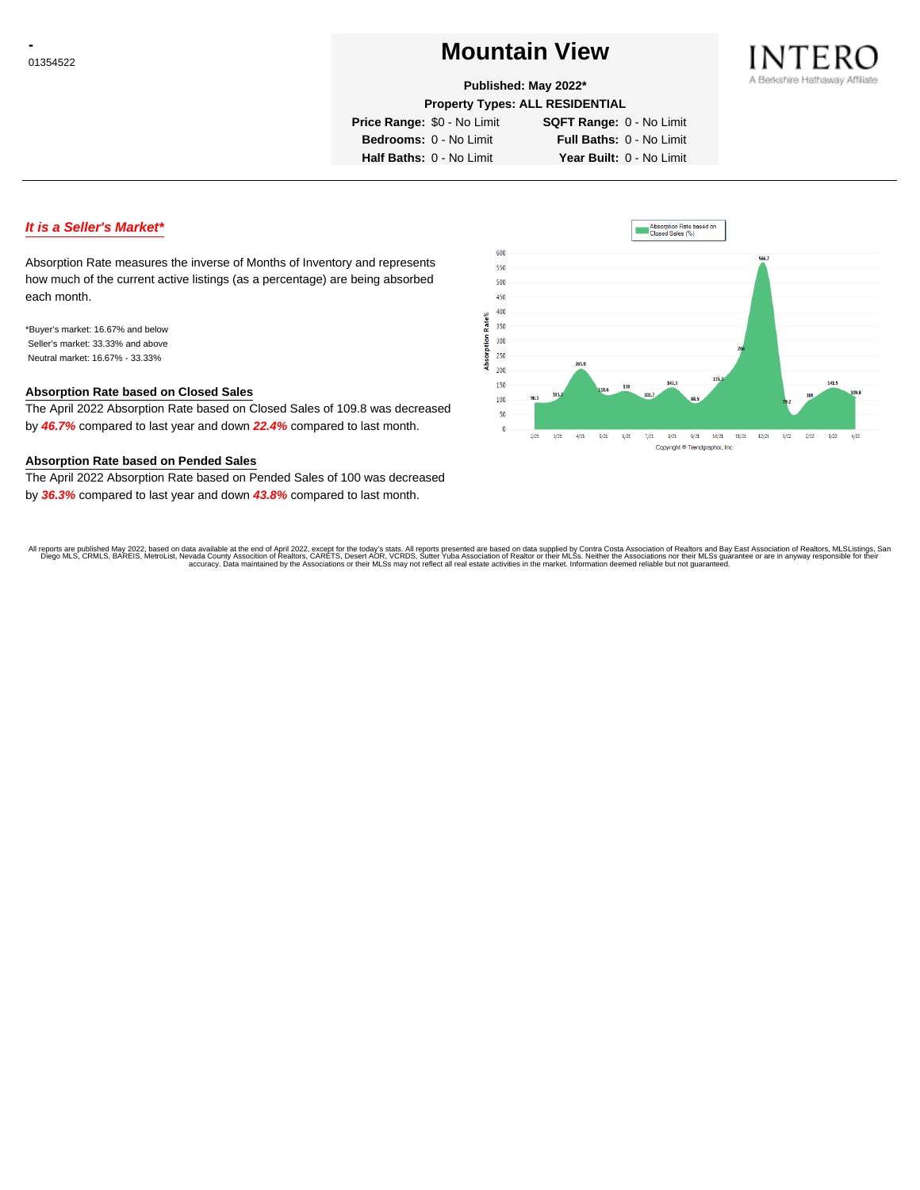-
01354522

# Mountain View

**Published: May 2022***

**Property Types: ALL RESIDENTIAL**

**Price Range:** $0 - No Limit **SQFT Range:** 0 - No Limit
**Bedrooms:** 0 - No Limit **Full Baths:** 0 - No Limit
**Half Baths:** 0 - No Limit **Year Built:** 0 - No Limit

INTERO
A Berkshire Hathaway Affiliate

## *It is a Seller's Market**

Absorption Rate measures the inverse of Months of Inventory and represents how much of the current active listings (as a percentage) are being absorbed each month.

*Buyer's market: 16.67% and below
Seller's market: 33.33% and above
Neutral market: 16.67% - 33.33%

### Absorption Rate based on Closed Sales

The April 2022 Absorption Rate based on Closed Sales of 109.8 was decreased by ***46.7%*** compared to last year and down ***22.4%*** compared to last month.

### Absorption Rate based on Pended Sales

The April 2022 Absorption Rate based on Pended Sales of 100 was decreased by ***36.3%*** compared to last year and down ***43.8%*** compared to last month.

Absorption Rate based on Closed Sales (%)

Absorption Rate%

0
50
100
150
200
250
300
350
400
450
500
550
600

90.5
103.1
205.9
118.6
130
101.7
142.3
88.5
155.3
260
566.7
79.2
100
141.5
109.8

2/21
3/21
4/21
5/21
6/21
7/21
8/21
9/21
10/21
11/21
12/21
1/22
2/22
3/22
4/22

Copyright © Trendgraphix, Inc.

All reports are published May 2022, based on data available at the end of April 2022, except for the today's stats. All reports presented are based on data supplied by Contra Costa Association of Realtors and Bay East Association of Realtors, MLSListings, San Diego MLS, CRMLS, BAREIS, MetroList, Nevada County Association of Realtors, CARETS, Desert AOR, VCRDS, Sutter Yuba Association of Realtor or their MLSs. Neither the Associations nor their MLSs guarantee or are in anyway responsible for their accuracy. Data maintained by the Associations or their MLSs may not reflect all real estate activities in the market. Information deemed reliable but not guaranteed.